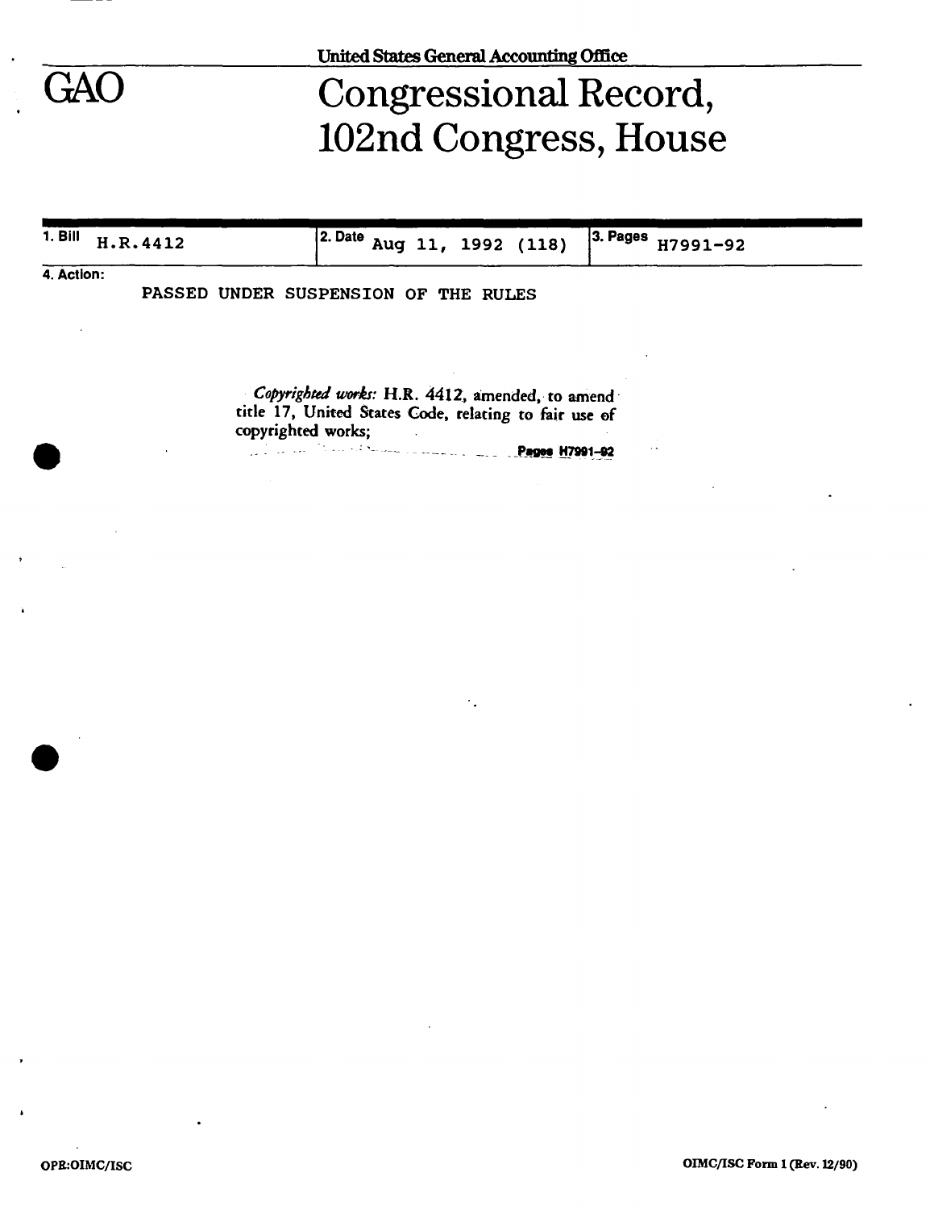United States General Accounting Office

GAO

# Congressional Record, 102nd Congress, House

| 1. Bill H.R.4412 | 2. Date Aug 11, 1992 (118) | 3. Pages H7991-92 |
| --- | --- | --- |

4. Action:

PASSED UNDER SUSPENSION OF THE RULES

*Copyrighted works:* H.R. 4412, amended, to amend title 17, United States Code, relating to fair use of copyrighted works;

Pages H7991–92

OPR:OIMC/ISC

OIMC/ISC Form 1 (Rev. 12/90)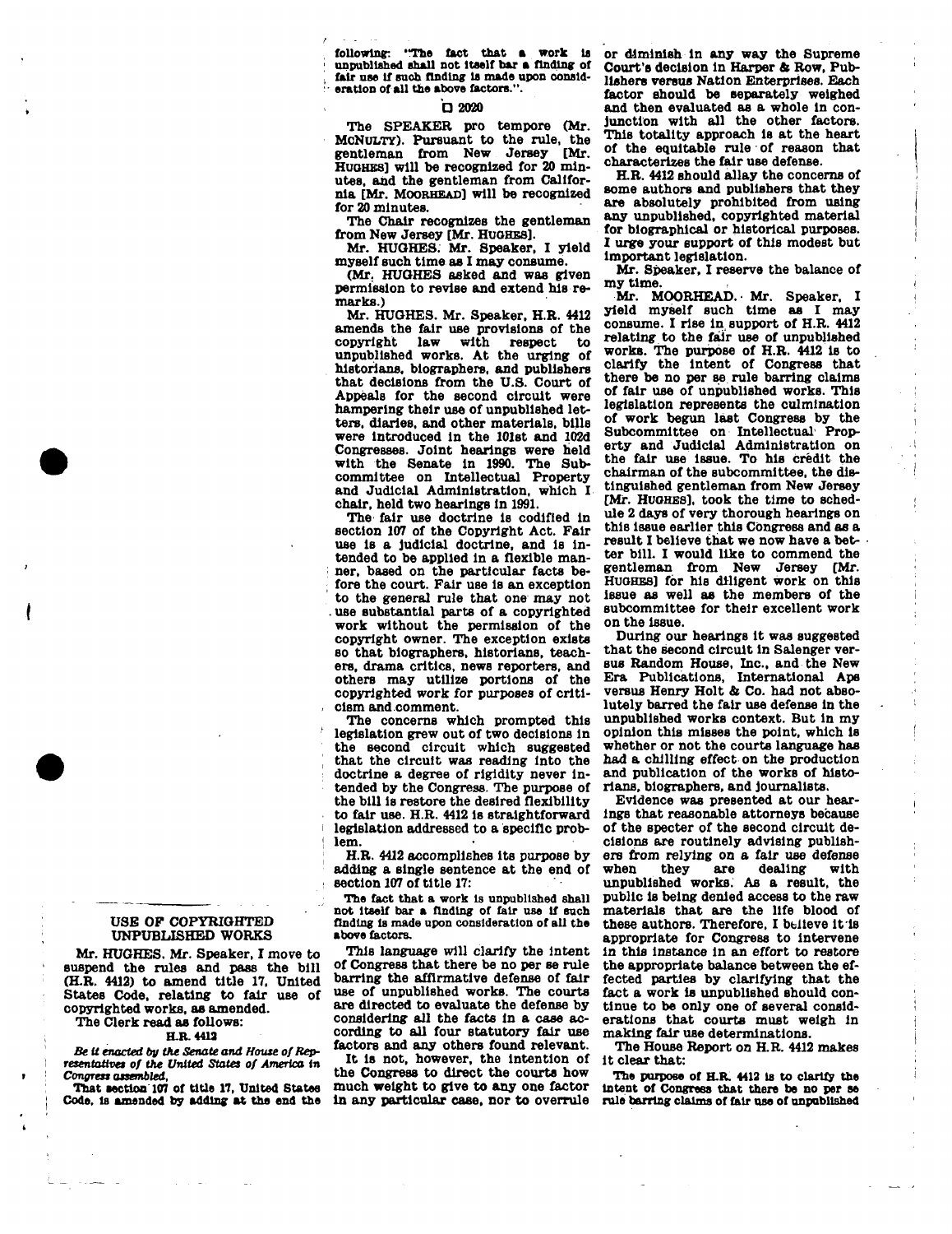## USE OF COPYRIGHTED UNPUBLISHED WORKS

Mr. HUGHES. Mr. Speaker, I move to suspend the rules and pass the bill (H.R. 4412) to amend title 17, United States Code, relating to fair use of copyrighted works, as amended.

The Clerk read as follows:

**H.R. 4412**

*Be it enacted by the Senate and House of Representatives of the United States of America in Congress assembled,*

That section 107 of title 17, United States Code, is amended by adding at the end the following: "The fact that a work is unpublished shall not itself bar a finding of fair use if such finding is made upon consideration of all the above factors.".

☐ 2020

The SPEAKER pro tempore (Mr. McNULTY). Pursuant to the rule, the gentleman from New Jersey [Mr. HUGHES] will be recognized for 20 minutes, and the gentleman from California [Mr. MOORHEAD] will be recognized for 20 minutes.

The Chair recognizes the gentleman from New Jersey [Mr. HUGHES].

Mr. HUGHES. Mr. Speaker, I yield myself such time as I may consume.

(Mr. HUGHES asked and was given permission to revise and extend his remarks.)

Mr. HUGHES. Mr. Speaker, H.R. 4412 amends the fair use provisions of the copyright law with respect to unpublished works. At the urging of historians, biographers, and publishers that decisions from the U.S. Court of Appeals for the second circuit were hampering their use of unpublished letters, diaries, and other materials, bills were introduced in the 101st and 102d Congresses. Joint hearings were held with the Senate in 1990. The Subcommittee on Intellectual Property and Judicial Administration, which I chair, held two hearings in 1991.

The fair use doctrine is codified in section 107 of the Copyright Act. Fair use is a judicial doctrine, and is intended to be applied in a flexible manner, based on the particular facts before the court. Fair use is an exception to the general rule that one may not use substantial parts of a copyrighted work without the permission of the copyright owner. The exception exists so that biographers, historians, teachers, drama critics, news reporters, and others may utilize portions of the copyrighted work for purposes of criticism and comment.

The concerns which prompted this legislation grew out of two decisions in the second circuit which suggested that the circuit was reading into the doctrine a degree of rigidity never intended by the Congress. The purpose of the bill is restore the desired flexibility to fair use. H.R. 4412 is straightforward legislation addressed to a specific problem.

H.R. 4412 accomplishes its purpose by adding a single sentence at the end of section 107 of title 17:

> The fact that a work is unpublished shall not itself bar a finding of fair use if such finding is made upon consideration of all the above factors.

This language will clarify the intent of Congress that there be no per se rule barring the affirmative defense of fair use of unpublished works. The courts are directed to evaluate the defense by considering all the facts in a case according to all four statutory fair use factors and any others found relevant.

It is not, however, the intention of the Congress to direct the courts how much weight to give to any one factor in any particular case, nor to overrule or diminish in any way the Supreme Court's decision in Harper & Row, Publishers versus Nation Enterprises. Each factor should be separately weighed and then evaluated as a whole in conjunction with all the other factors. This totality approach is at the heart of the equitable rule of reason that characterizes the fair use defense.

H.R. 4412 should allay the concerns of some authors and publishers that they are absolutely prohibited from using any unpublished, copyrighted material for biographical or historical purposes. I urge your support of this modest but important legislation.

Mr. Speaker, I reserve the balance of my time.

Mr. MOORHEAD. Mr. Speaker, I yield myself such time as I may consume. I rise in support of H.R. 4412 relating to the fair use of unpublished works. The purpose of H.R. 4412 is to clarify the intent of Congress that there be no per se rule barring claims of fair use of unpublished works. This legislation represents the culmination of work begun last Congress by the Subcommittee on Intellectual Property and Judicial Administration on the fair use issue. To his credit the chairman of the subcommittee, the distinguished gentleman from New Jersey [Mr. HUGHES], took the time to schedule 2 days of very thorough hearings on this issue earlier this Congress and as a result I believe that we now have a better bill. I would like to commend the gentleman from New Jersey [Mr. HUGHES] for his diligent work on this issue as well as the members of the subcommittee for their excellent work on the issue.

During our hearings it was suggested that the second circuit in Salenger versus Random House, Inc., and the New Era Publications, International Aps versus Henry Holt & Co. had not absolutely barred the fair use defense in the unpublished works context. But in my opinion this misses the point, which is whether or not the courts language has had a chilling effect on the production and publication of the works of historians, biographers, and journalists.

Evidence was presented at our hearings that reasonable attorneys because of the specter of the second circuit decisions are routinely advising publishers from relying on a fair use defense when they are dealing with unpublished works. As a result, the public is being denied access to the raw materials that are the life blood of these authors. Therefore, I believe it is appropriate for Congress to intervene in this instance in an effort to restore the appropriate balance between the effected parties by clarifying that the fact a work is unpublished should continue to be only one of several considerations that courts must weigh in making fair use determinations.

The House Report on H.R. 4412 makes it clear that:

> The purpose of H.R. 4412 is to clarify the intent of Congress that there be no per se rule barring claims of fair use of unpublished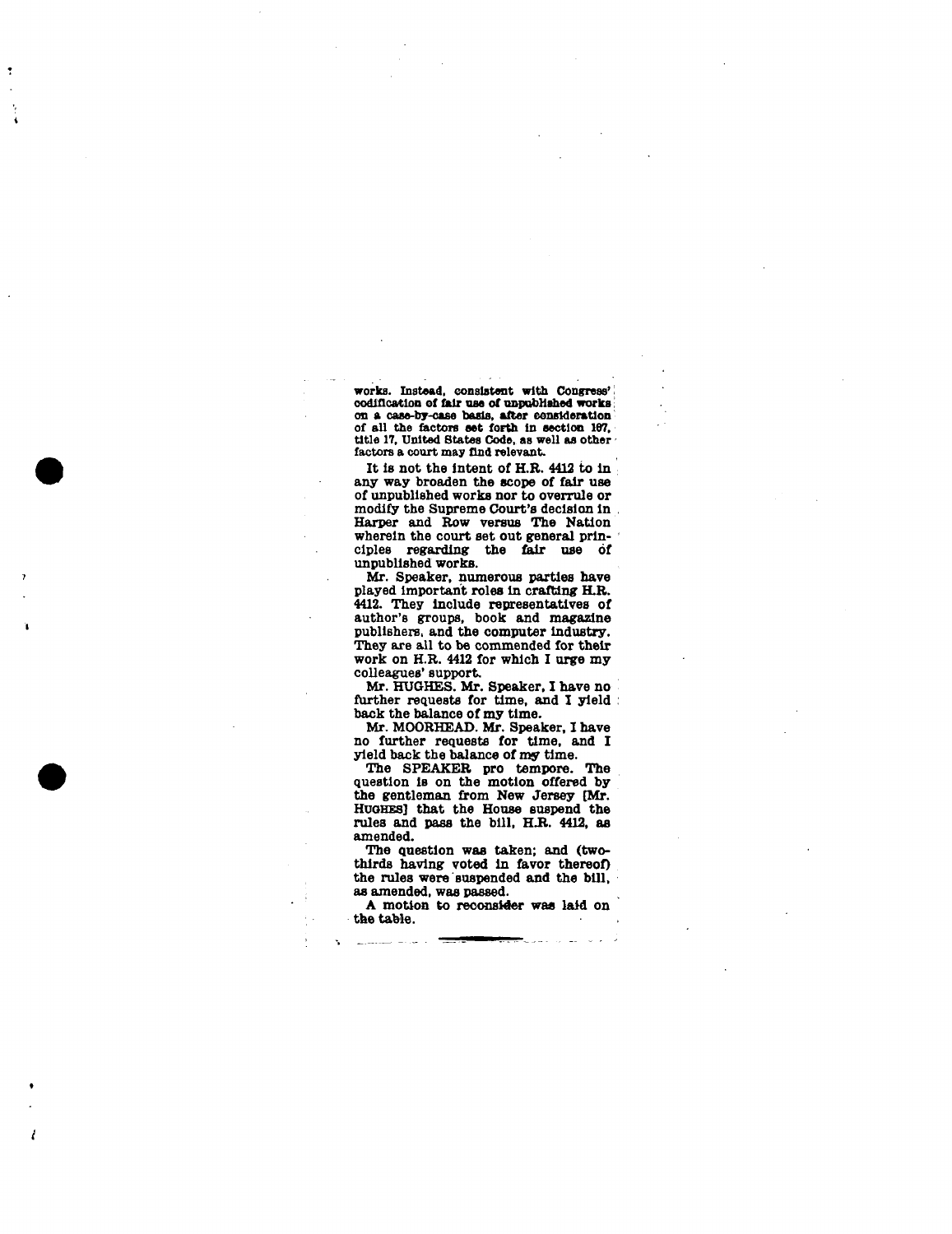works. Instead, consistent with Congress' codification of fair use of unpublished works on a case-by-case basis, after consideration of all the factors set forth in section 107, title 17, United States Code, as well as other factors a court may find relevant.

It is not the intent of H.R. 4412 to in any way broaden the scope of fair use of unpublished works nor to overrule or modify the Supreme Court's decision in Harper and Row versus The Nation wherein the court set out general principles regarding the fair use of unpublished works.

Mr. Speaker, numerous parties have played important roles in crafting H.R. 4412. They include representatives of author's groups, book and magazine publishers, and the computer industry. They are all to be commended for their work on H.R. 4412 for which I urge my colleagues' support.

Mr. HUGHES. Mr. Speaker, I have no further requests for time, and I yield back the balance of my time.

Mr. MOORHEAD. Mr. Speaker, I have no further requests for time, and I yield back the balance of my time.

The SPEAKER pro tempore. The question is on the motion offered by the gentleman from New Jersey [Mr. HUGHES] that the House suspend the rules and pass the bill, H.R. 4412, as amended.

The question was taken; and (two-thirds having voted in favor thereof) the rules were suspended and the bill, as amended, was passed.

A motion to reconsider was laid on the table.